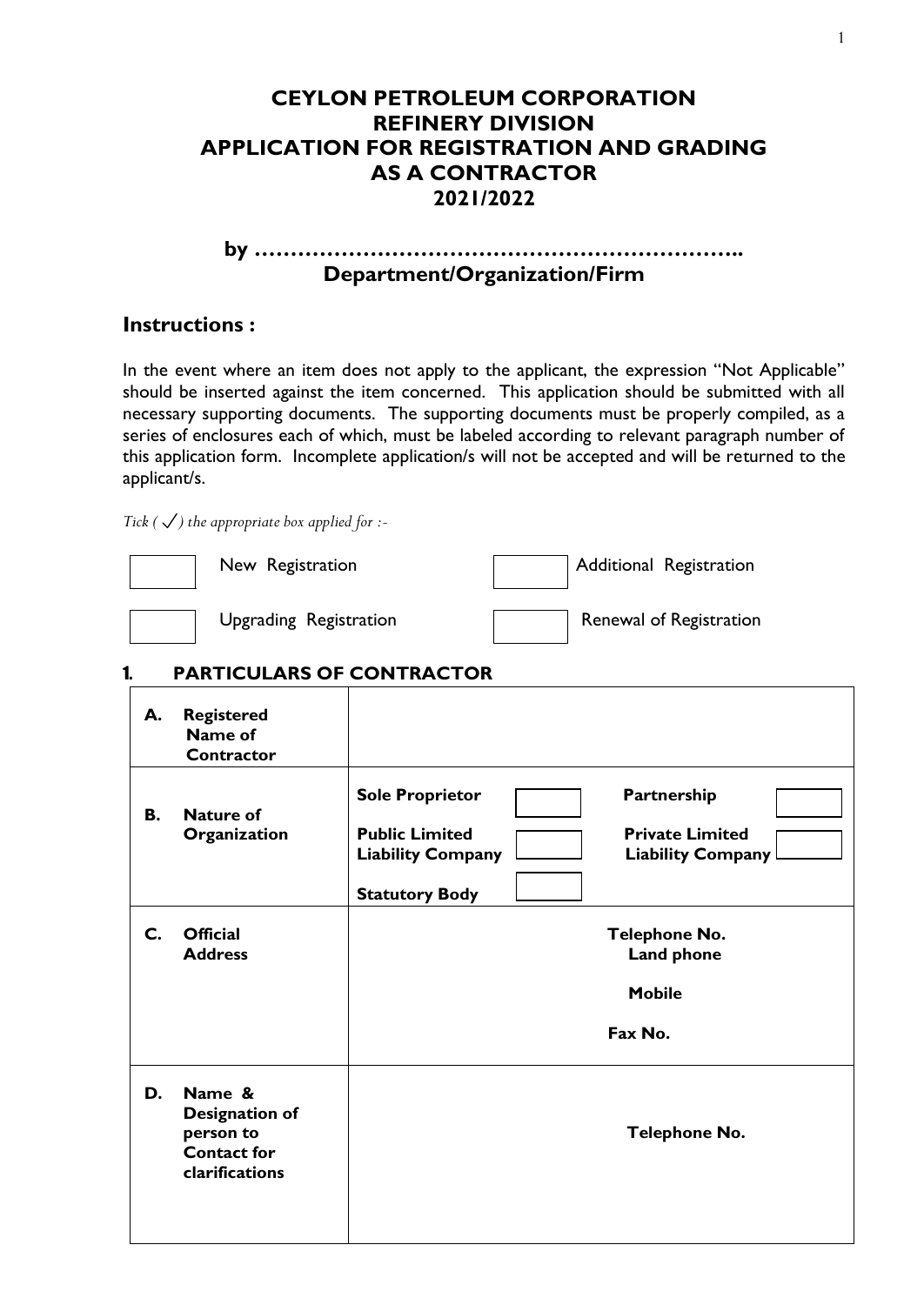# CEYLON PETROLEUM CORPORATION
# REFINERY DIVISION
# APPLICATION FOR REGISTRATION AND GRADING AS A CONTRACTOR
# 2021/2022

**by ……………………………………………………………..**

**Department/Organization/Firm**

## Instructions :

In the event where an item does not apply to the applicant, the expression "Not Applicable" should be inserted against the item concerned. This application should be submitted with all necessary supporting documents. The supporting documents must be properly compiled, as a series of enclosures each of which, must be labeled according to relevant paragraph number of this application form. Incomplete application/s will not be accepted and will be returned to the applicant/s.

*Tick ( ✓ ) the appropriate box applied for :-*

| | | | |
|---|---|---|---|
| ☐ | New Registration | ☐ | Additional Registration |
| ☐ | Upgrading Registration | ☐ | Renewal of Registration |

## 1. PARTICULARS OF CONTRACTOR

| | | |
|---|---|---|
| **A. Registered Name of Contractor** | | |
| **B. Nature of Organization** | **Sole Proprietor** ☐<br>**Public Limited Liability Company** ☐<br>**Statutory Body** ☐ | **Partnership** ☐<br>**Private Limited Liability Company** ☐ |
| **C. Official Address** | | **Telephone No.**<br>**Land phone**<br>**Mobile**<br>**Fax No.** |
| **D. Name & Designation of person to Contact for clarifications** | | **Telephone No.** |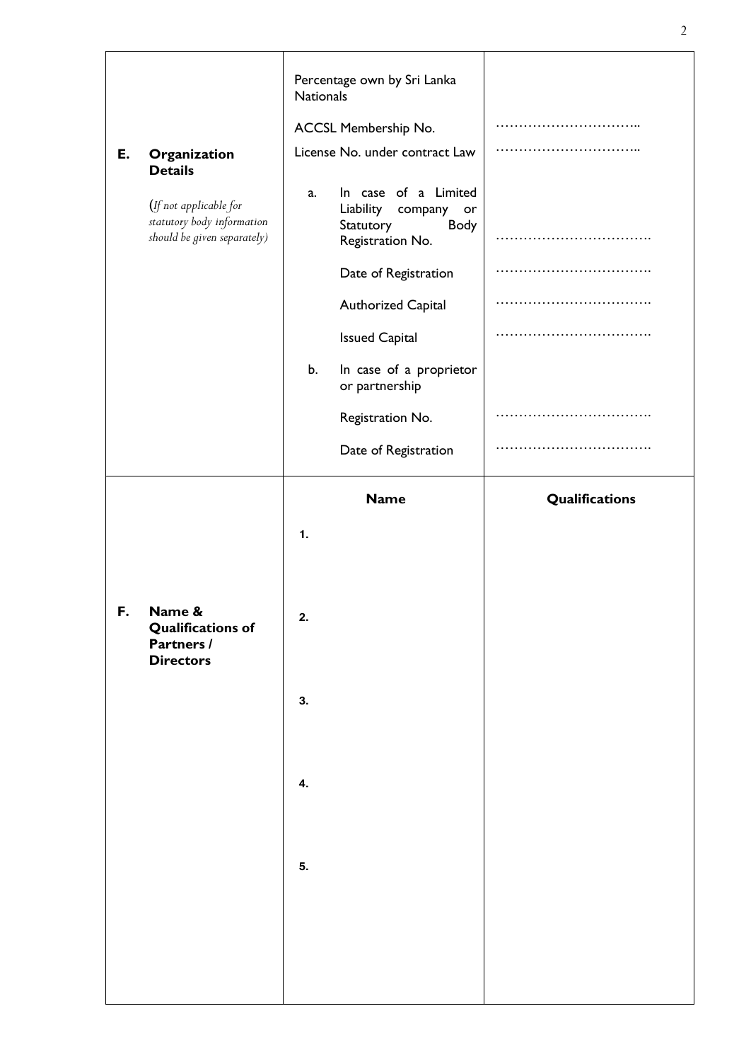| | | |
|---|---|---|
| **E. Organization Details** *(If not applicable for statutory body information should be given separately)* | Percentage own by Sri Lanka Nationals | |
| | ACCSL Membership No. | ………………………….. |
| | License No. under contract Law | ………………………….. |
| | a. In case of a Limited Liability company or Statutory Body Registration No. | ……………………………. |
| | Date of Registration | ……………………………. |
| | Authorized Capital | ……………………………. |
| | Issued Capital | ……………………………. |
| | b. In case of a proprietor or partnership | |
| | Registration No. | ……………………………. |
| | Date of Registration | ……………………………. |
| **F. Name & Qualifications of Partners / Directors** | **Name** | **Qualifications** |
| | 1. | |
| | 2. | |
| | 3. | |
| | 4. | |
| | 5. | |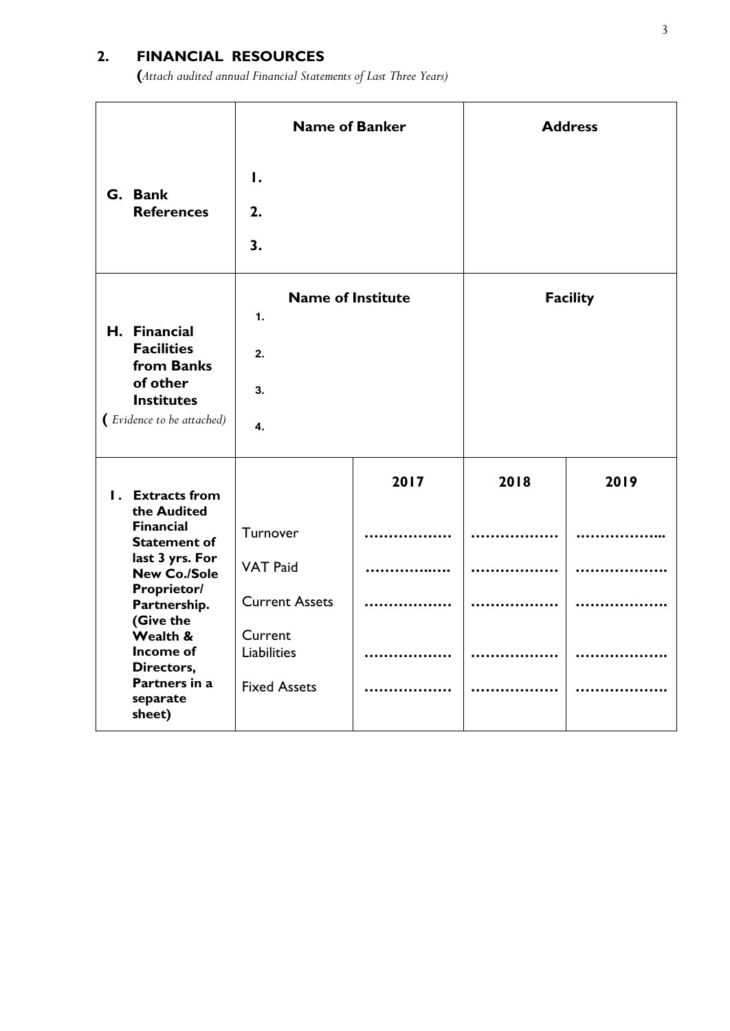## 2. FINANCIAL RESOURCES

*(Attach audited annual Financial Statements of Last Three Years)*

| | **Name of Banker** | | **Address** | |
|---|---|---|---|---|
| **G. Bank References** | **1.**<br>**2.**<br>**3.** | | | |
| | **Name of Institute** | | **Facility** | |
| **H. Financial Facilities from Banks of other Institutes**<br>*(Evidence to be attached)* | **1.**<br>**2.**<br>**3.**<br>**4.** | | | |
| **I. Extracts from the Audited Financial Statement of last 3 yrs. For New Co./Sole Proprietor/ Partnership. (Give the Wealth & Income of Directors, Partners in a separate sheet)** | | **2017** | **2018** | **2019** |
| | Turnover | ……………… | ……………… | ……………... |
| | VAT Paid | ……………..…. | ……………… | ……………… |
| | Current Assets | ……………… | ……………… | ……………… |
| | Current Liabilities | ……………… | ……………… | ……………… |
| | Fixed Assets | ……………… | ……………… | ……………… |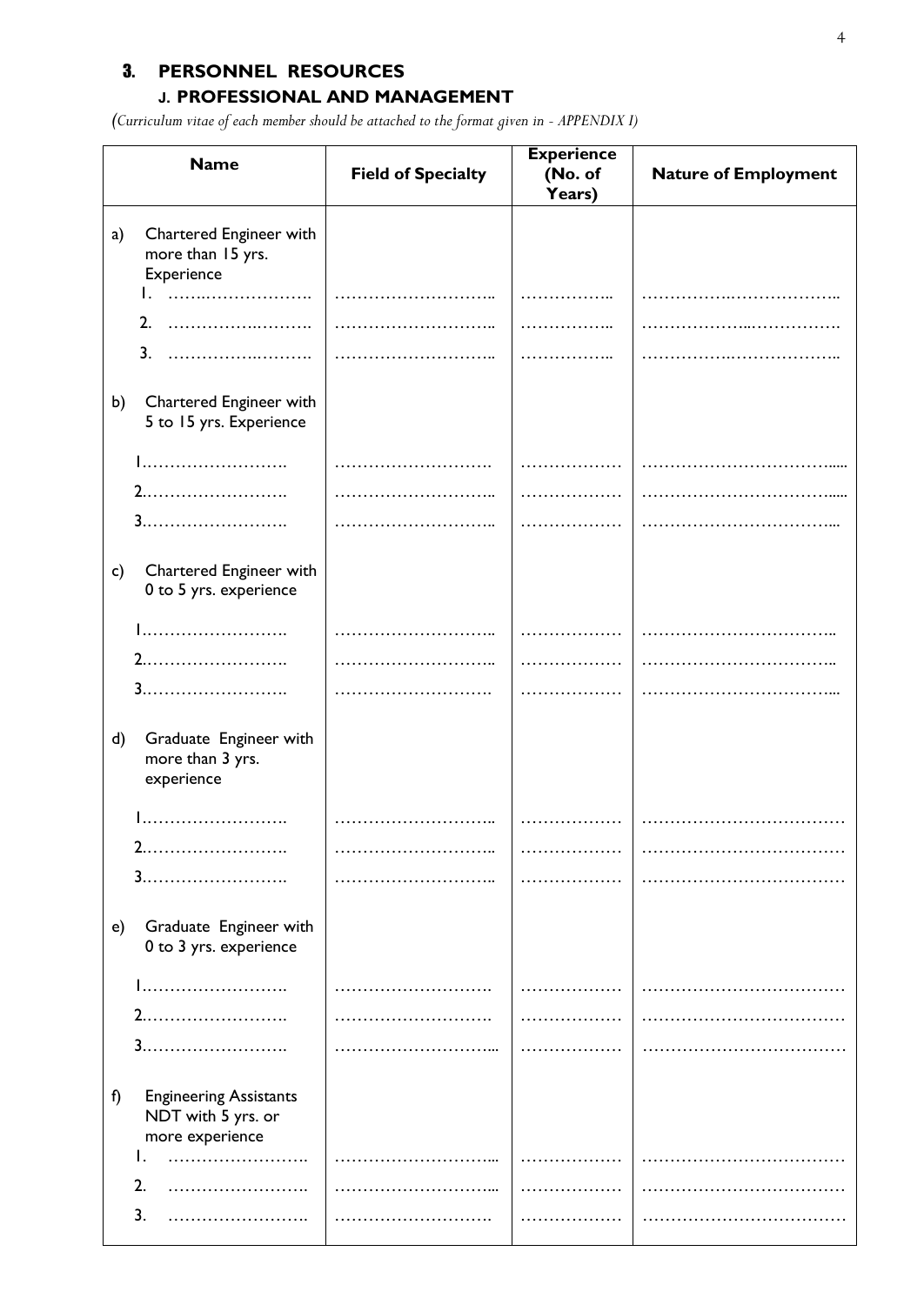## 3. PERSONNEL RESOURCES

### J. PROFESSIONAL AND MANAGEMENT

*(Curriculum vitae of each member should be attached to the format given in - APPENDIX I)*

| Name | Field of Specialty | Experience (No. of Years) | Nature of Employment |
|---|---|---|---|
| a) Chartered Engineer with more than 15 yrs. Experience | | | |
| 1. …………………… | …………………… | …………… | …………………… |
| 2. …………………… | …………………… | …………… | …………………… |
| 3. …………………… | …………………… | …………… | …………………… |
| b) Chartered Engineer with 5 to 15 yrs. Experience | | | |
| 1…………………… | …………………… | …………… | …………………… |
| 2…………………… | …………………… | …………… | …………………… |
| 3…………………… | …………………… | …………… | …………………… |
| c) Chartered Engineer with 0 to 5 yrs. experience | | | |
| 1…………………… | …………………… | …………… | …………………… |
| 2…………………… | …………………… | …………… | …………………… |
| 3…………………… | …………………… | …………… | …………………… |
| d) Graduate Engineer with more than 3 yrs. experience | | | |
| 1…………………… | …………………… | …………… | …………………… |
| 2…………………… | …………………… | …………… | …………………… |
| 3…………………… | …………………… | …………… | …………………… |
| e) Graduate Engineer with 0 to 3 yrs. experience | | | |
| 1…………………… | …………………… | …………… | …………………… |
| 2…………………… | …………………… | …………… | …………………… |
| 3…………………… | …………………… | …………… | …………………… |
| f) Engineering Assistants NDT with 5 yrs. or more experience | | | |
| 1. …………………… | …………………… | …………… | …………………… |
| 2. …………………… | …………………… | …………… | …………………… |
| 3. …………………… | …………………… | …………… | …………………… |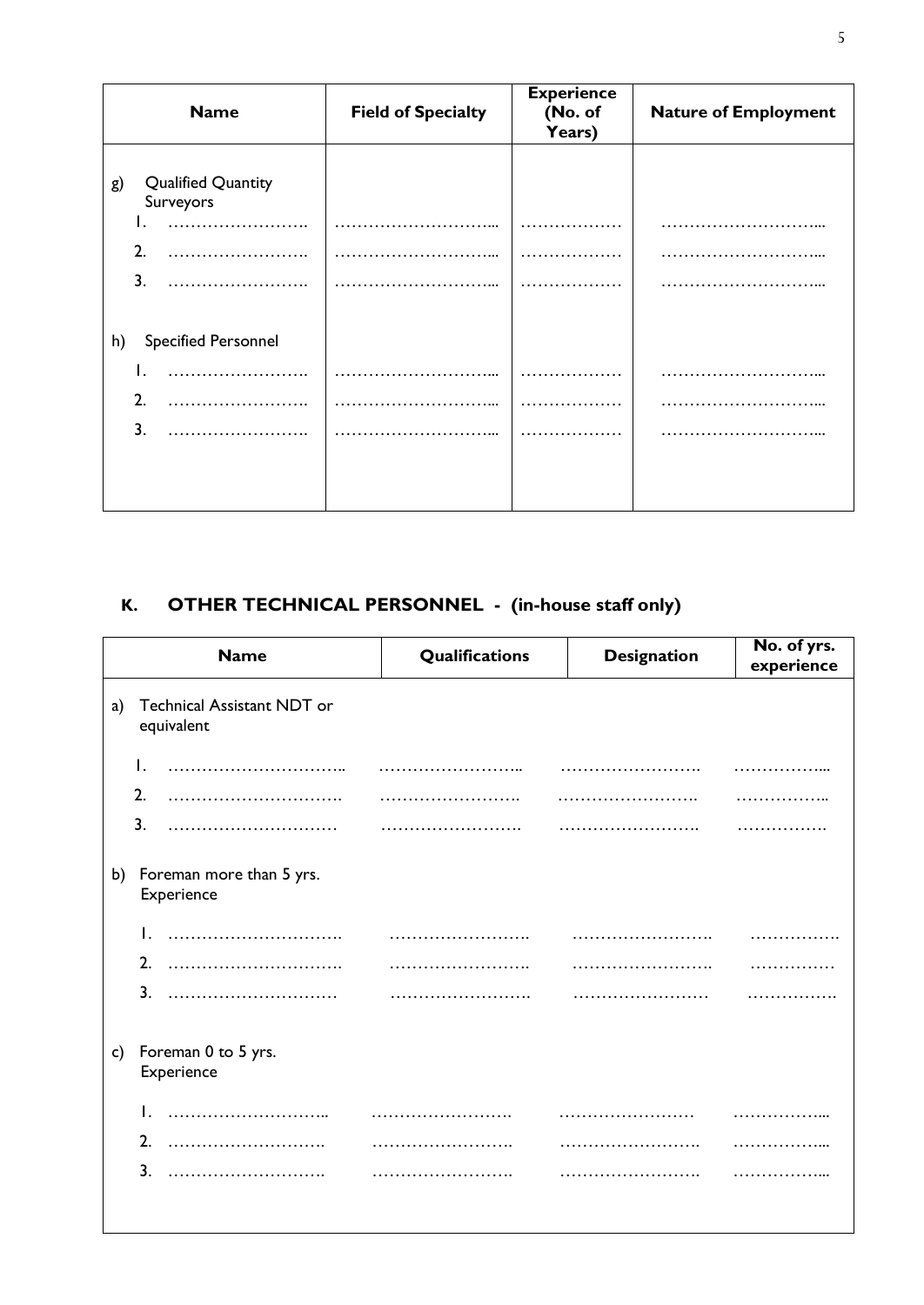| Name | Field of Specialty | Experience (No. of Years) | Nature of Employment |
|---|---|---|---|
| g) Qualified Quantity Surveyors | | | |
| 1. ……………………. | ……………………… | ……………… | ……………………… |
| 2. ……………………. | ……………………… | ……………… | ……………………… |
| 3. ……………………. | ……………………… | ……………… | ……………………… |
| h) Specified Personnel | | | |
| 1. ……………………. | ……………………… | ……………… | ……………………… |
| 2. ……………………. | ……………………… | ……………… | ……………………… |
| 3. ……………………. | ……………………… | ……………… | ……………………… |

## K. OTHER TECHNICAL PERSONNEL - (in-house staff only)

| Name | Qualifications | Designation | No. of yrs. experience |
|---|---|---|---|
| a) Technical Assistant NDT or equivalent | | | |
| 1. ………………………… | …………………… | …………………… | …………… |
| 2. ………………………… | …………………… | …………………… | …………… |
| 3. ………………………… | …………………… | …………………… | …………… |
| b) Foreman more than 5 yrs. Experience | | | |
| 1. ………………………… | …………………… | …………………… | …………… |
| 2. ………………………… | …………………… | …………………… | …………… |
| 3. ………………………… | …………………… | …………………… | …………… |
| c) Foreman 0 to 5 yrs. Experience | | | |
| 1. ………………………… | …………………… | …………………… | …………… |
| 2. ………………………… | …………………… | …………………… | …………… |
| 3. ………………………… | …………………… | …………………… | …………… |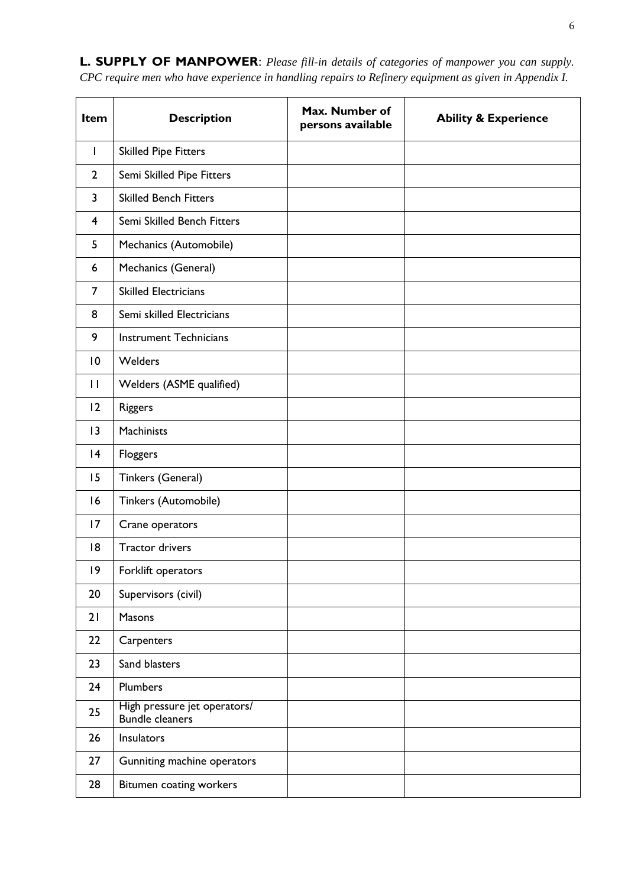**L. SUPPLY OF MANPOWER**: *Please fill-in details of categories of manpower you can supply. CPC require men who have experience in handling repairs to Refinery equipment as given in Appendix I.*

| Item | Description | Max. Number of persons available | Ability & Experience |
|---|---|---|---|
| 1 | Skilled Pipe Fitters | | |
| 2 | Semi Skilled Pipe Fitters | | |
| 3 | Skilled Bench Fitters | | |
| 4 | Semi Skilled Bench Fitters | | |
| 5 | Mechanics (Automobile) | | |
| 6 | Mechanics (General) | | |
| 7 | Skilled Electricians | | |
| 8 | Semi skilled Electricians | | |
| 9 | Instrument Technicians | | |
| 10 | Welders | | |
| 11 | Welders (ASME qualified) | | |
| 12 | Riggers | | |
| 13 | Machinists | | |
| 14 | Floggers | | |
| 15 | Tinkers (General) | | |
| 16 | Tinkers (Automobile) | | |
| 17 | Crane operators | | |
| 18 | Tractor drivers | | |
| 19 | Forklift operators | | |
| 20 | Supervisors (civil) | | |
| 21 | Masons | | |
| 22 | Carpenters | | |
| 23 | Sand blasters | | |
| 24 | Plumbers | | |
| 25 | High pressure jet operators/ Bundle cleaners | | |
| 26 | Insulators | | |
| 27 | Gunniting machine operators | | |
| 28 | Bitumen coating workers | | |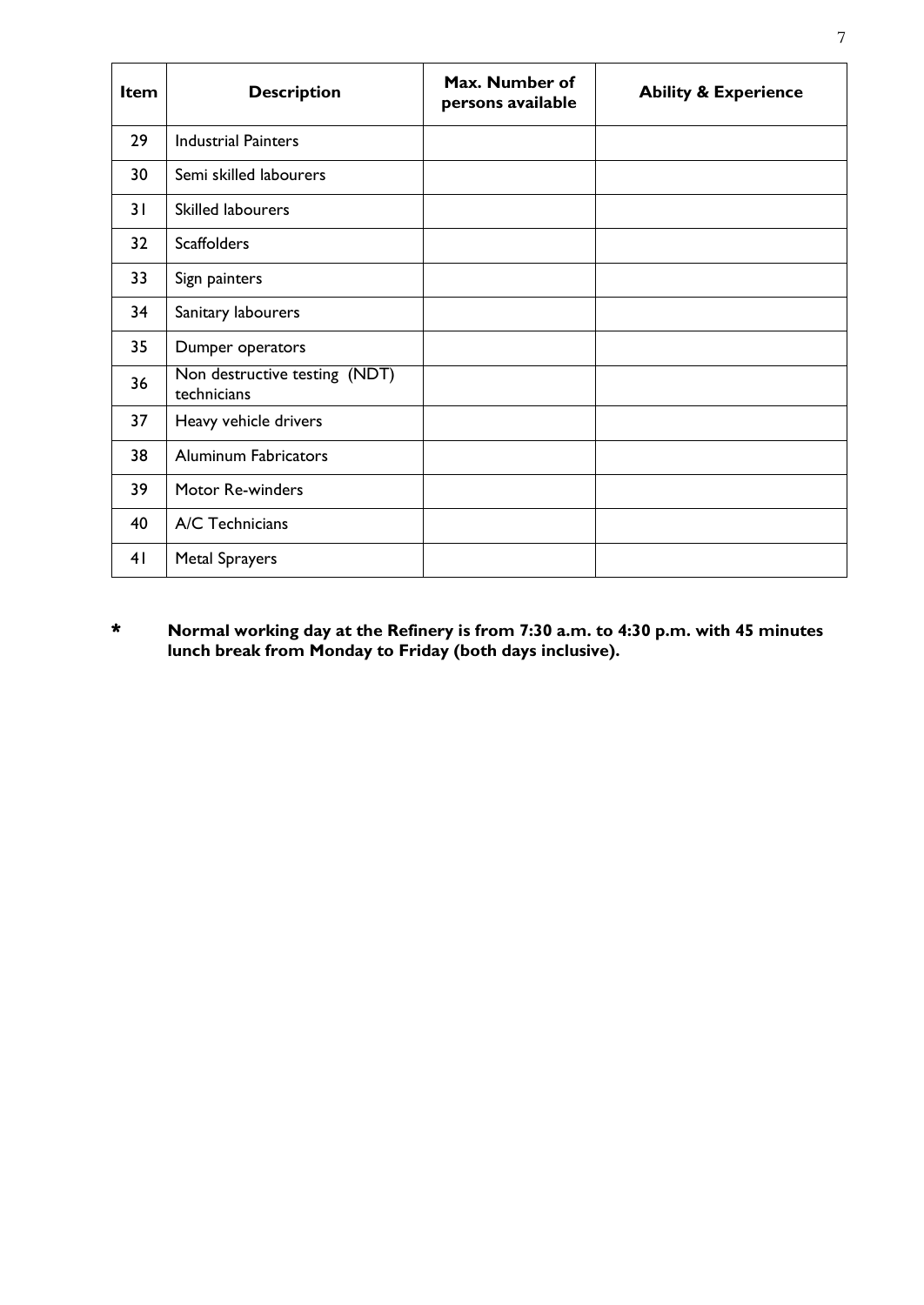| Item | Description | Max. Number of persons available | Ability & Experience |
|---|---|---|---|
| 29 | Industrial Painters | | |
| 30 | Semi skilled labourers | | |
| 31 | Skilled labourers | | |
| 32 | Scaffolders | | |
| 33 | Sign painters | | |
| 34 | Sanitary labourers | | |
| 35 | Dumper operators | | |
| 36 | Non destructive testing (NDT) technicians | | |
| 37 | Heavy vehicle drivers | | |
| 38 | Aluminum Fabricators | | |
| 39 | Motor Re-winders | | |
| 40 | A/C Technicians | | |
| 41 | Metal Sprayers | | |

**\* Normal working day at the Refinery is from 7:30 a.m. to 4:30 p.m. with 45 minutes lunch break from Monday to Friday (both days inclusive).**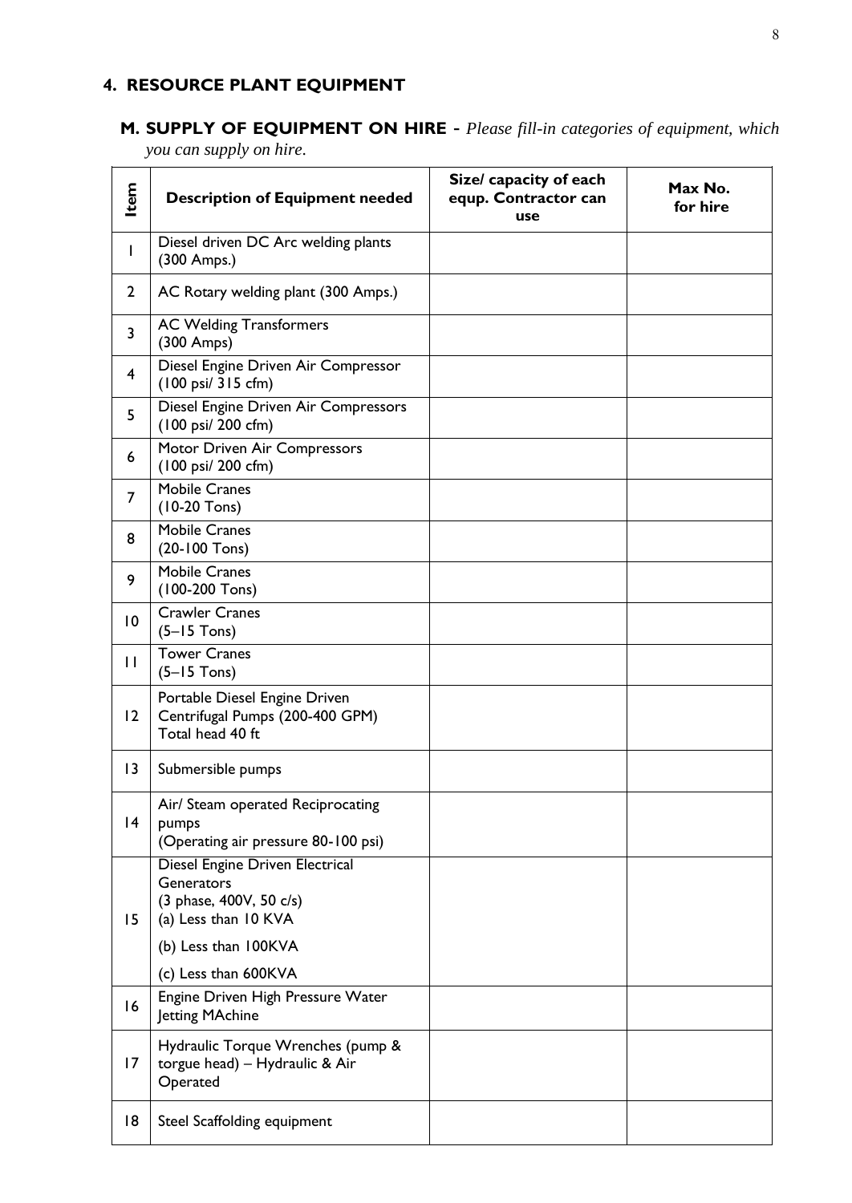## 4. RESOURCE PLANT EQUIPMENT

### M. SUPPLY OF EQUIPMENT ON HIRE - *Please fill-in categories of equipment, which you can supply on hire.*

| Item | Description of Equipment needed | Size/ capacity of each equp. Contractor can use | Max No. for hire |
|---|---|---|---|
| 1 | Diesel driven DC Arc welding plants (300 Amps.) | | |
| 2 | AC Rotary welding plant (300 Amps.) | | |
| 3 | AC Welding Transformers (300 Amps) | | |
| 4 | Diesel Engine Driven Air Compressor (100 psi/ 315 cfm) | | |
| 5 | Diesel Engine Driven Air Compressors (100 psi/ 200 cfm) | | |
| 6 | Motor Driven Air Compressors (100 psi/ 200 cfm) | | |
| 7 | Mobile Cranes (10-20 Tons) | | |
| 8 | Mobile Cranes (20-100 Tons) | | |
| 9 | Mobile Cranes (100-200 Tons) | | |
| 10 | Crawler Cranes (5–15 Tons) | | |
| 11 | Tower Cranes (5–15 Tons) | | |
| 12 | Portable Diesel Engine Driven Centrifugal Pumps (200-400 GPM) Total head 40 ft | | |
| 13 | Submersible pumps | | |
| 14 | Air/ Steam operated Reciprocating pumps (Operating air pressure 80-100 psi) | | |
| 15 | Diesel Engine Driven Electrical Generators (3 phase, 400V, 50 c/s) (a) Less than 10 KVA (b) Less than 100KVA (c) Less than 600KVA | | |
| 16 | Engine Driven High Pressure Water Jetting MAchine | | |
| 17 | Hydraulic Torque Wrenches (pump & torgue head) – Hydraulic & Air Operated | | |
| 18 | Steel Scaffolding equipment | | |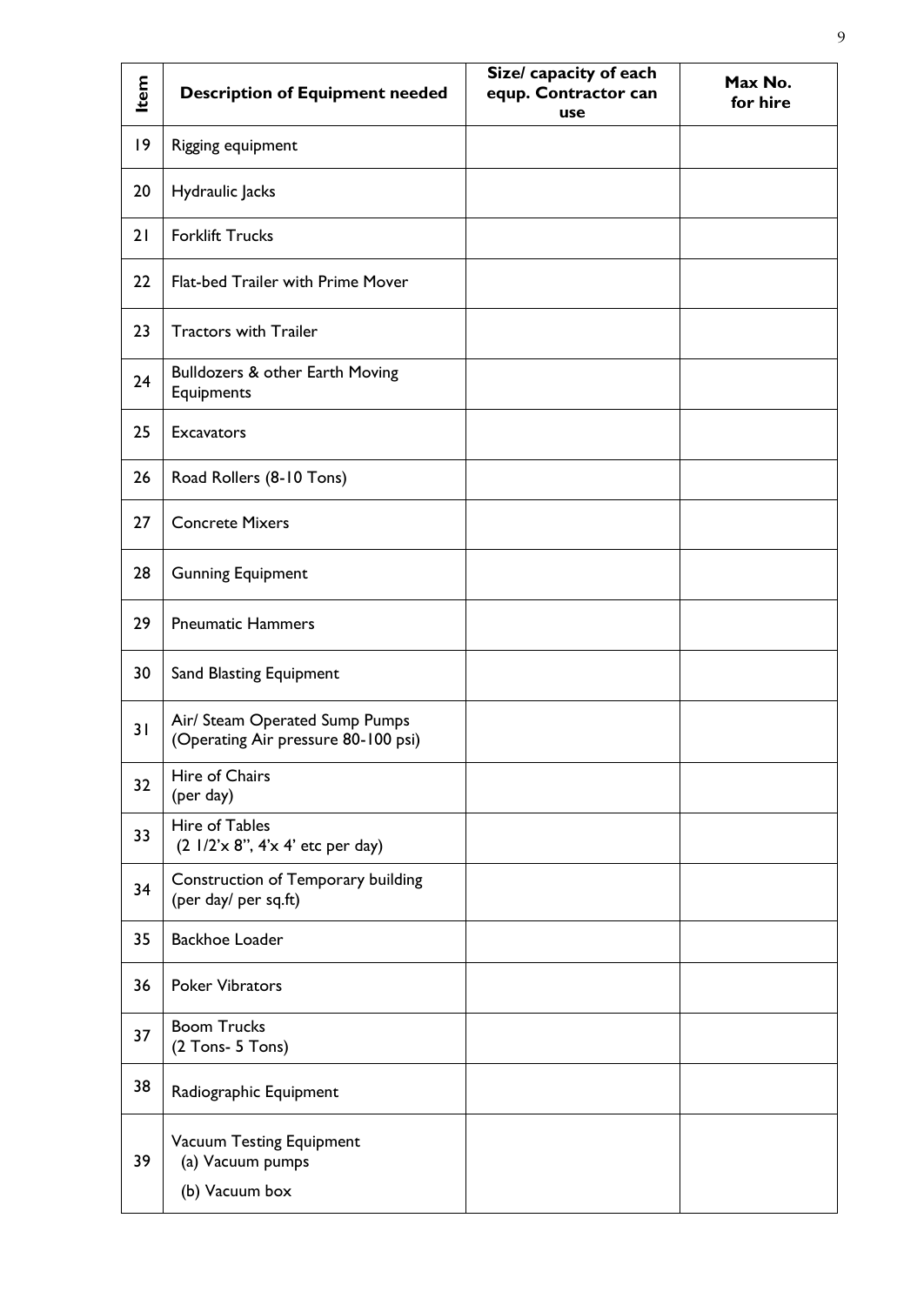| Item | Description of Equipment needed | Size/ capacity of each equp. Contractor can use | Max No. for hire |
|---|---|---|---|
| 19 | Rigging equipment | | |
| 20 | Hydraulic Jacks | | |
| 21 | Forklift Trucks | | |
| 22 | Flat-bed Trailer with Prime Mover | | |
| 23 | Tractors with Trailer | | |
| 24 | Bulldozers & other Earth Moving Equipments | | |
| 25 | Excavators | | |
| 26 | Road Rollers (8-10 Tons) | | |
| 27 | Concrete Mixers | | |
| 28 | Gunning Equipment | | |
| 29 | Pneumatic Hammers | | |
| 30 | Sand Blasting Equipment | | |
| 31 | Air/ Steam Operated Sump Pumps (Operating Air pressure 80-100 psi) | | |
| 32 | Hire of Chairs (per day) | | |
| 33 | Hire of Tables (2 1/2'x 8", 4'x 4' etc per day) | | |
| 34 | Construction of Temporary building (per day/ per sq.ft) | | |
| 35 | Backhoe Loader | | |
| 36 | Poker Vibrators | | |
| 37 | Boom Trucks (2 Tons- 5 Tons) | | |
| 38 | Radiographic Equipment | | |
| 39 | Vacuum Testing Equipment (a) Vacuum pumps (b) Vacuum box | | |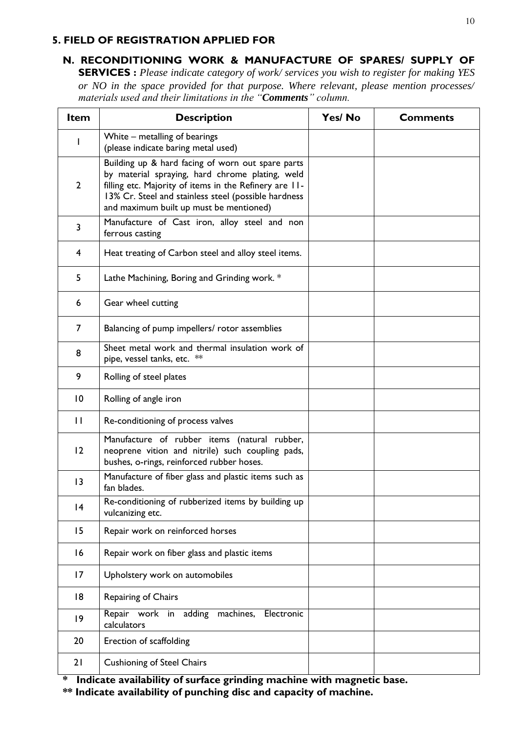## 5. FIELD OF REGISTRATION APPLIED FOR

### N. RECONDITIONING WORK & MANUFACTURE OF SPARES/ SUPPLY OF SERVICES :

*Please indicate category of work/ services you wish to register for making YES or NO in the space provided for that purpose. Where relevant, please mention processes/ materials used and their limitations in the "**Comments**" column.*

| Item | Description | Yes/ No | Comments |
|---|---|---|---|
| 1 | White – metalling of bearings (please indicate baring metal used) | | |
| 2 | Building up & hard facing of worn out spare parts by material spraying, hard chrome plating, weld filling etc. Majority of items in the Refinery are 11-13% Cr. Steel and stainless steel (possible hardness and maximum built up must be mentioned) | | |
| 3 | Manufacture of Cast iron, alloy steel and non ferrous casting | | |
| 4 | Heat treating of Carbon steel and alloy steel items. | | |
| 5 | Lathe Machining, Boring and Grinding work. * | | |
| 6 | Gear wheel cutting | | |
| 7 | Balancing of pump impellers/ rotor assemblies | | |
| 8 | Sheet metal work and thermal insulation work of pipe, vessel tanks, etc. ** | | |
| 9 | Rolling of steel plates | | |
| 10 | Rolling of angle iron | | |
| 11 | Re-conditioning of process valves | | |
| 12 | Manufacture of rubber items (natural rubber, neoprene vition and nitrile) such coupling pads, bushes, o-rings, reinforced rubber hoses. | | |
| 13 | Manufacture of fiber glass and plastic items such as fan blades. | | |
| 14 | Re-conditioning of rubberized items by building up vulcanizing etc. | | |
| 15 | Repair work on reinforced horses | | |
| 16 | Repair work on fiber glass and plastic items | | |
| 17 | Upholstery work on automobiles | | |
| 18 | Repairing of Chairs | | |
| 19 | Repair work in adding machines, Electronic calculators | | |
| 20 | Erection of scaffolding | | |
| 21 | Cushioning of Steel Chairs | | |

**\* Indicate availability of surface grinding machine with magnetic base.**

**\*\* Indicate availability of punching disc and capacity of machine.**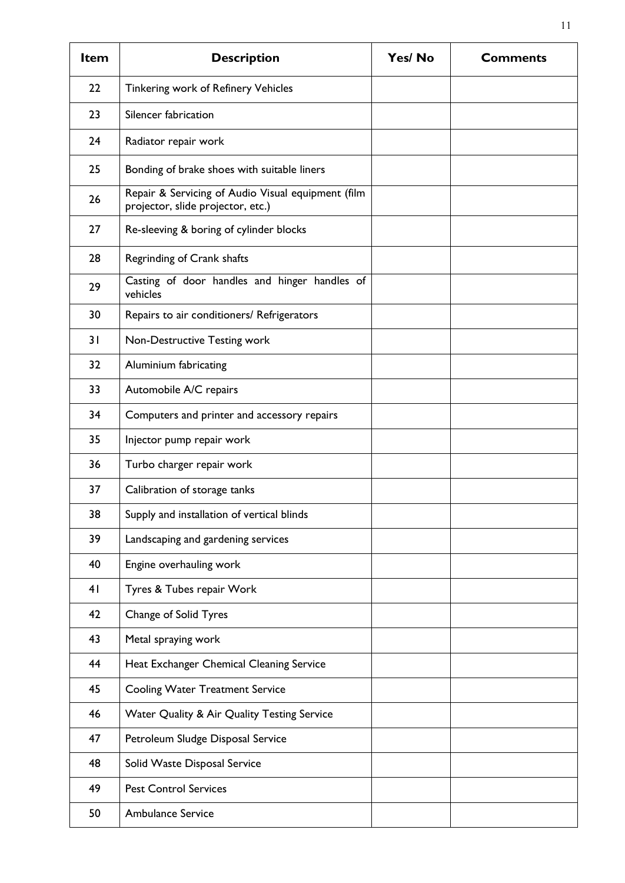| Item | Description | Yes/ No | Comments |
|---|---|---|---|
| 22 | Tinkering work of Refinery Vehicles | | |
| 23 | Silencer fabrication | | |
| 24 | Radiator repair work | | |
| 25 | Bonding of brake shoes with suitable liners | | |
| 26 | Repair & Servicing of Audio Visual equipment (film projector, slide projector, etc.) | | |
| 27 | Re-sleeving & boring of cylinder blocks | | |
| 28 | Regrinding of Crank shafts | | |
| 29 | Casting of door handles and hinger handles of vehicles | | |
| 30 | Repairs to air conditioners/ Refrigerators | | |
| 31 | Non-Destructive Testing work | | |
| 32 | Aluminium fabricating | | |
| 33 | Automobile A/C repairs | | |
| 34 | Computers and printer and accessory repairs | | |
| 35 | Injector pump repair work | | |
| 36 | Turbo charger repair work | | |
| 37 | Calibration of storage tanks | | |
| 38 | Supply and installation of vertical blinds | | |
| 39 | Landscaping and gardening services | | |
| 40 | Engine overhauling work | | |
| 41 | Tyres & Tubes repair Work | | |
| 42 | Change of Solid Tyres | | |
| 43 | Metal spraying work | | |
| 44 | Heat Exchanger Chemical Cleaning Service | | |
| 45 | Cooling Water Treatment Service | | |
| 46 | Water Quality & Air Quality Testing Service | | |
| 47 | Petroleum Sludge Disposal Service | | |
| 48 | Solid Waste Disposal Service | | |
| 49 | Pest Control Services | | |
| 50 | Ambulance Service | | |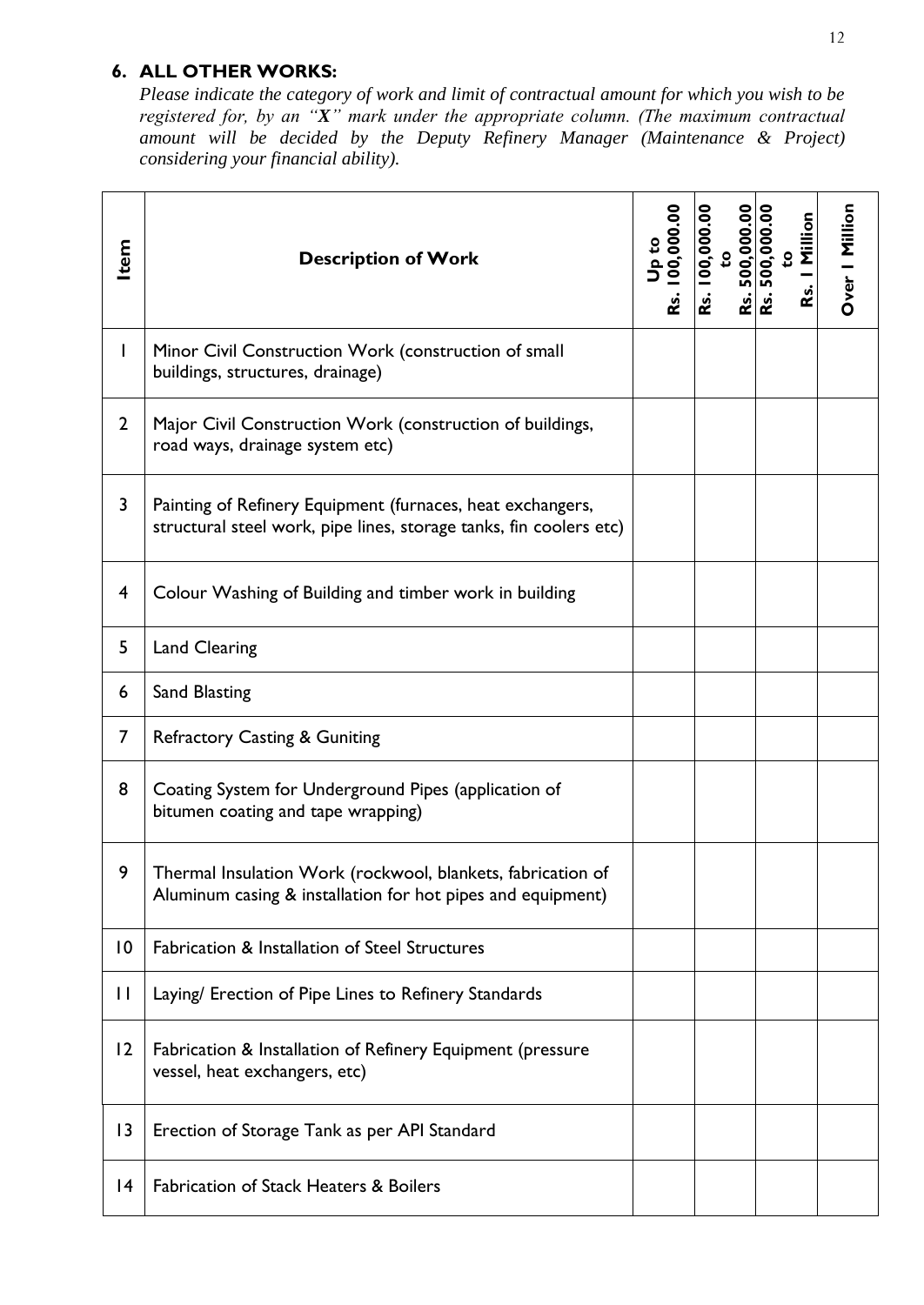## 6. ALL OTHER WORKS:

*Please indicate the category of work and limit of contractual amount for which you wish to be registered for, by an "**X**" mark under the appropriate column. (The maximum contractual amount will be decided by the Deputy Refinery Manager (Maintenance & Project) considering your financial ability).*

| Item | Description of Work | Up to Rs. 100,000.00 | Rs. 100,000.00 to Rs. 500,000.00 | Rs. 500,000.00 to Rs. 1 Million | Over 1 Million |
|---|---|---|---|---|---|
| 1 | Minor Civil Construction Work (construction of small buildings, structures, drainage) | | | | |
| 2 | Major Civil Construction Work (construction of buildings, road ways, drainage system etc) | | | | |
| 3 | Painting of Refinery Equipment (furnaces, heat exchangers, structural steel work, pipe lines, storage tanks, fin coolers etc) | | | | |
| 4 | Colour Washing of Building and timber work in building | | | | |
| 5 | Land Clearing | | | | |
| 6 | Sand Blasting | | | | |
| 7 | Refractory Casting & Guniting | | | | |
| 8 | Coating System for Underground Pipes (application of bitumen coating and tape wrapping) | | | | |
| 9 | Thermal Insulation Work (rockwool, blankets, fabrication of Aluminum casing & installation for hot pipes and equipment) | | | | |
| 10 | Fabrication & Installation of Steel Structures | | | | |
| 11 | Laying/ Erection of Pipe Lines to Refinery Standards | | | | |
| 12 | Fabrication & Installation of Refinery Equipment (pressure vessel, heat exchangers, etc) | | | | |
| 13 | Erection of Storage Tank as per API Standard | | | | |
| 14 | Fabrication of Stack Heaters & Boilers | | | | |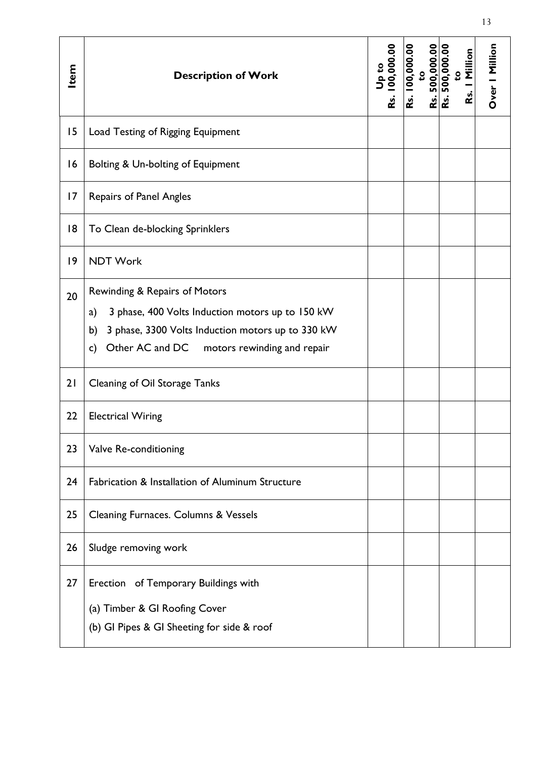| Item | Description of Work | Up to Rs. 100,000.00 | Rs. 100,000.00 to Rs. 500,000.00 | Rs. 500,000.00 to Rs. 1 Million | Over 1 Million |
|---|---|---|---|---|---|
| 15 | Load Testing of Rigging Equipment | | | | |
| 16 | Bolting & Un-bolting of Equipment | | | | |
| 17 | Repairs of Panel Angles | | | | |
| 18 | To Clean de-blocking Sprinklers | | | | |
| 19 | NDT Work | | | | |
| 20 | Rewinding & Repairs of Motors<br>a) 3 phase, 400 Volts Induction motors up to 150 kW<br>b) 3 phase, 3300 Volts Induction motors up to 330 kW<br>c) Other AC and DC motors rewinding and repair | | | | |
| 21 | Cleaning of Oil Storage Tanks | | | | |
| 22 | Electrical Wiring | | | | |
| 23 | Valve Re-conditioning | | | | |
| 24 | Fabrication & Installation of Aluminum Structure | | | | |
| 25 | Cleaning Furnaces. Columns & Vessels | | | | |
| 26 | Sludge removing work | | | | |
| 27 | Erection of Temporary Buildings with<br>(a) Timber & GI Roofing Cover<br>(b) GI Pipes & GI Sheeting for side & roof | | | | |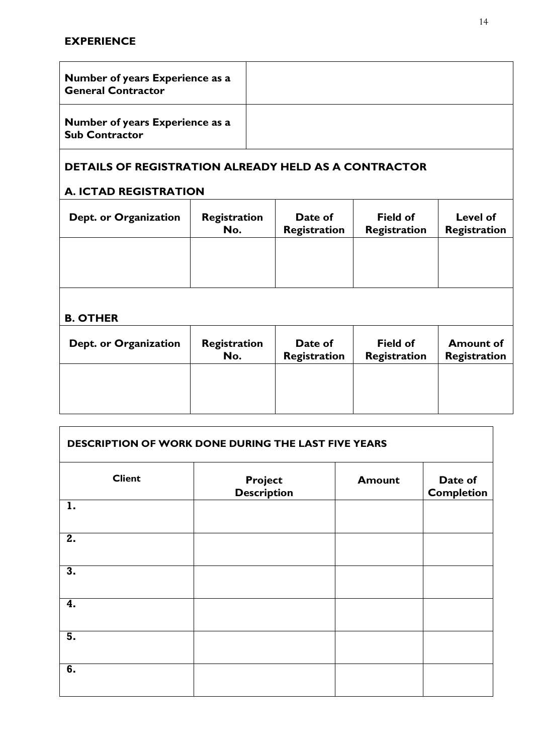## EXPERIENCE

| Number of years Experience as a General Contractor | |
|---|---|
| **Number of years Experience as a Sub Contractor** | |

### DETAILS OF REGISTRATION ALREADY HELD AS A CONTRACTOR

### A. ICTAD REGISTRATION

| Dept. or Organization | Registration No. | Date of Registration | Field of Registration | Level of Registration |
|---|---|---|---|---|
| | | | | |

### B. OTHER

| Dept. or Organization | Registration No. | Date of Registration | Field of Registration | Amount of Registration |
|---|---|---|---|---|
| | | | | |

### DESCRIPTION OF WORK DONE DURING THE LAST FIVE YEARS

| Client | Project Description | Amount | Date of Completion |
|---|---|---|---|
| 1. | | | |
| 2. | | | |
| 3. | | | |
| 4. | | | |
| 5. | | | |
| 6. | | | |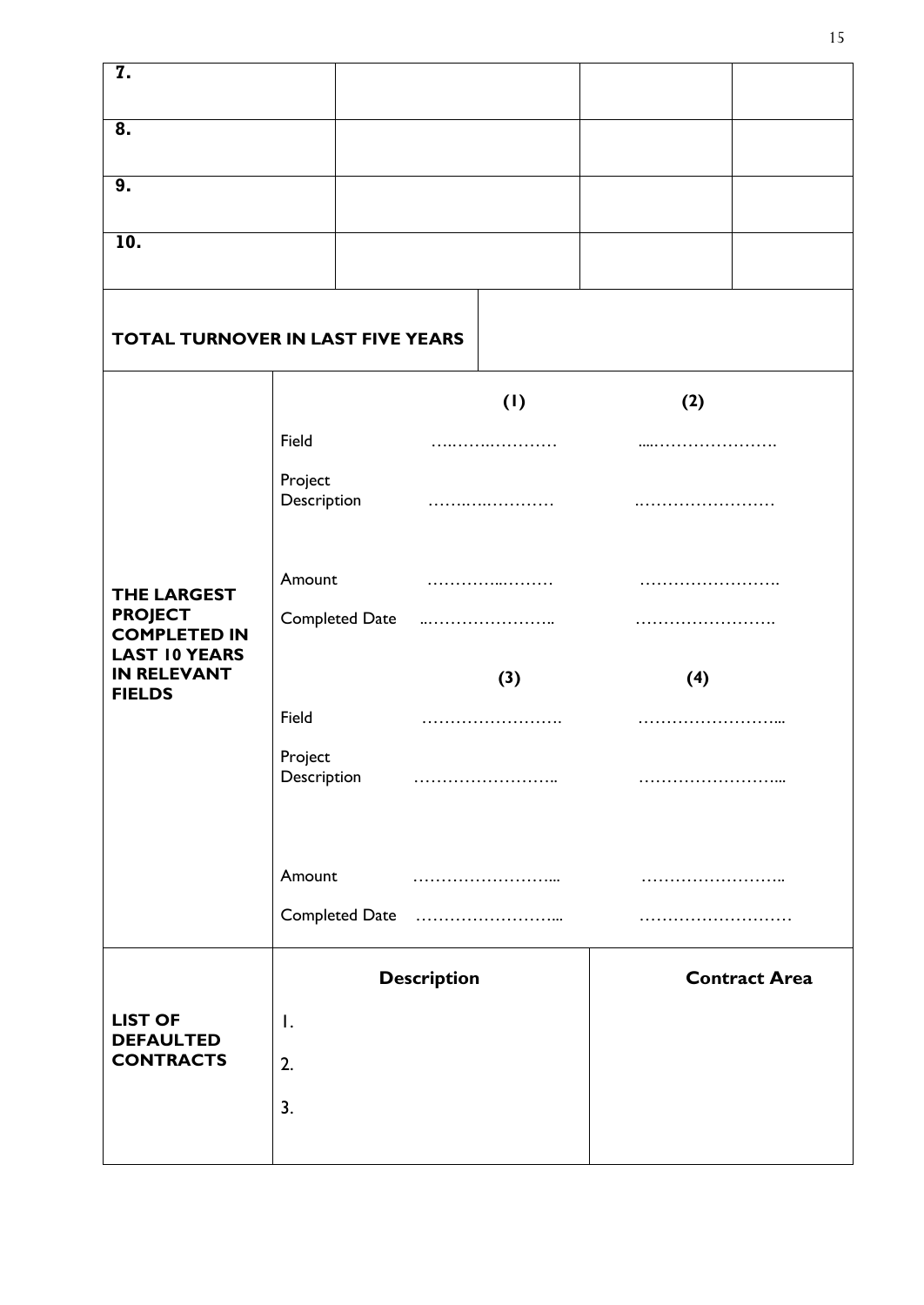| | | | |
|---|---|---|---|
| **7.** | | | |
| **8.** | | | |
| **9.** | | | |
| **10.** | | | |

| **TOTAL TURNOVER IN LAST FIVE YEARS** | |
|---|---|

| | | **(1)** | **(2)** |
|---|---|---|---|
| **THE LARGEST PROJECT COMPLETED IN LAST 10 YEARS IN RELEVANT FIELDS** | Field | ………………… | …………………. |
| | Project Description | ………………… | …………………… |
| | Amount | ………………… | ……………………. |
| | Completed Date | ………………….. | ……………………. |
| | | **(3)** | **(4)** |
| | Field | ……………………. | ……………………... |
| | Project Description | …………………….. | ……………………... |
| | Amount | ……………………... | …………………….. |
| | Completed Date | ……………………... | …………………….. |

| | **Description** | **Contract Area** |
|---|---|---|
| **LIST OF DEFAULTED CONTRACTS** | 1.<br>2.<br>3. | |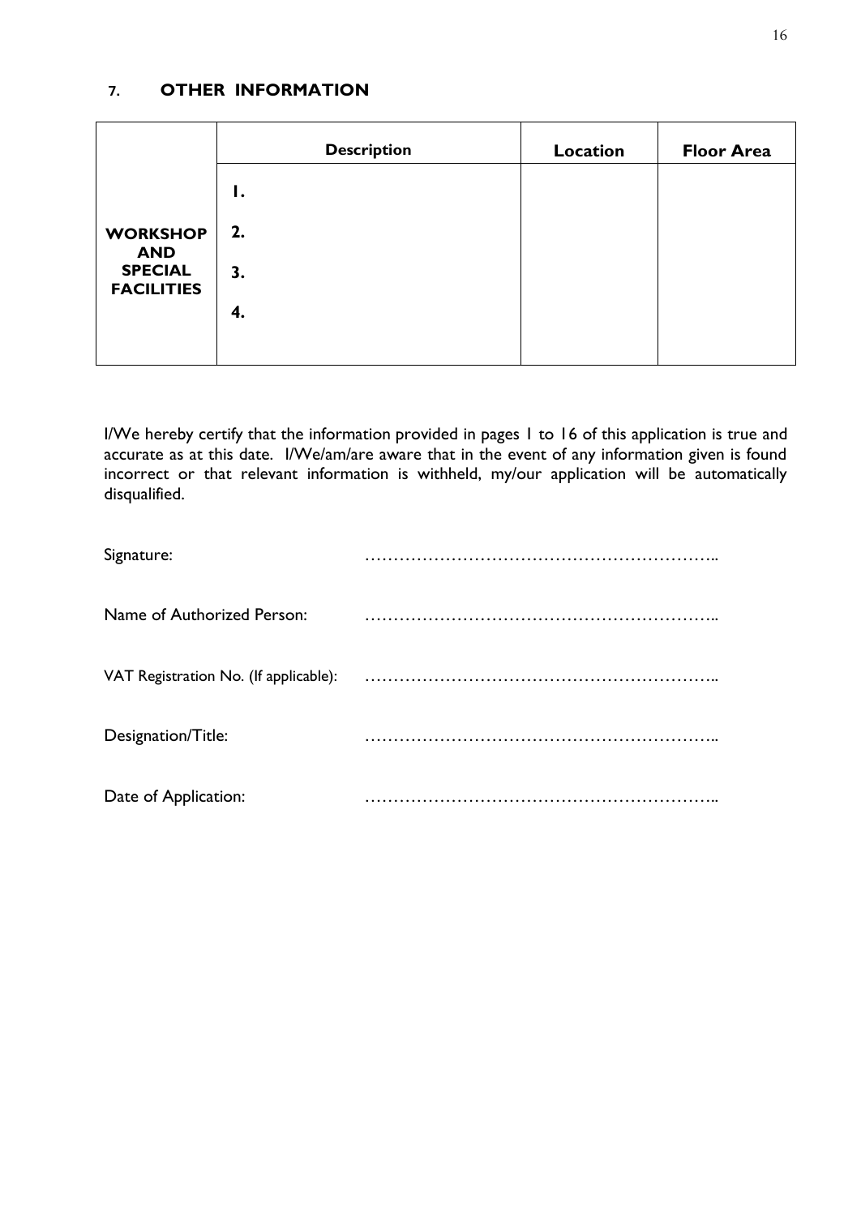## 7. OTHER INFORMATION

| | Description | Location | Floor Area |
|---|---|---|---|
| **WORKSHOP AND SPECIAL FACILITIES** | **1.** | | |
| | **2.** | | |
| | **3.** | | |
| | **4.** | | |

I/We hereby certify that the information provided in pages 1 to 16 of this application is true and accurate as at this date. I/We/am/are aware that in the event of any information given is found incorrect or that relevant information is withheld, my/our application will be automatically disqualified.

Signature: ……………………………………………………..

Name of Authorized Person: ……………………………………………………..

VAT Registration No. (If applicable): ……………………………………………………..

Designation/Title: ……………………………………………………..

Date of Application: ……………………………………………………..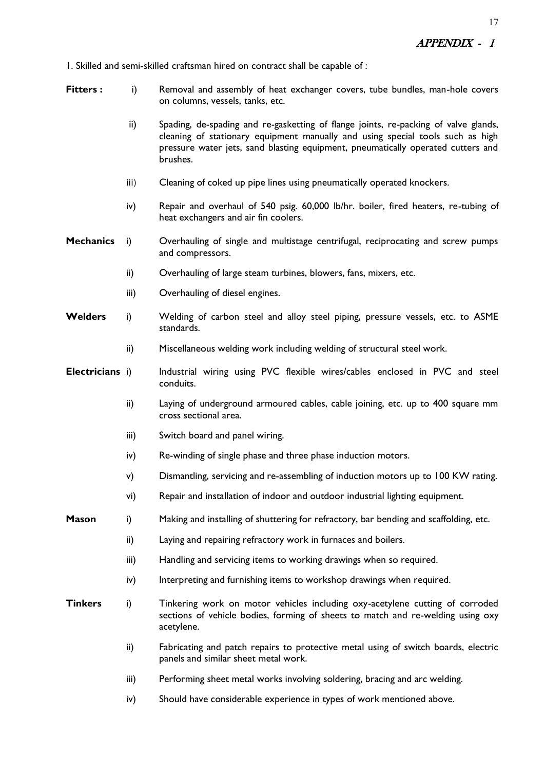## APPENDIX - 1

1. Skilled and semi-skilled craftsman hired on contract shall be capable of :

**Fitters :**

i) Removal and assembly of heat exchanger covers, tube bundles, man-hole covers on columns, vessels, tanks, etc.

ii) Spading, de-spading and re-gasketting of flange joints, re-packing of valve glands, cleaning of stationary equipment manually and using special tools such as high pressure water jets, sand blasting equipment, pneumatically operated cutters and brushes.

iii) Cleaning of coked up pipe lines using pneumatically operated knockers.

iv) Repair and overhaul of 540 psig. 60,000 lb/hr. boiler, fired heaters, re-tubing of heat exchangers and air fin coolers.

**Mechanics**

i) Overhauling of single and multistage centrifugal, reciprocating and screw pumps and compressors.

ii) Overhauling of large steam turbines, blowers, fans, mixers, etc.

iii) Overhauling of diesel engines.

**Welders**

i) Welding of carbon steel and alloy steel piping, pressure vessels, etc. to ASME standards.

ii) Miscellaneous welding work including welding of structural steel work.

**Electricians**

i) Industrial wiring using PVC flexible wires/cables enclosed in PVC and steel conduits.

ii) Laying of underground armoured cables, cable joining, etc. up to 400 square mm cross sectional area.

iii) Switch board and panel wiring.

iv) Re-winding of single phase and three phase induction motors.

v) Dismantling, servicing and re-assembling of induction motors up to 100 KW rating.

vi) Repair and installation of indoor and outdoor industrial lighting equipment.

**Mason**

i) Making and installing of shuttering for refractory, bar bending and scaffolding, etc.

ii) Laying and repairing refractory work in furnaces and boilers.

iii) Handling and servicing items to working drawings when so required.

iv) Interpreting and furnishing items to workshop drawings when required.

**Tinkers**

i) Tinkering work on motor vehicles including oxy-acetylene cutting of corroded sections of vehicle bodies, forming of sheets to match and re-welding using oxy acetylene.

ii) Fabricating and patch repairs to protective metal using of switch boards, electric panels and similar sheet metal work.

iii) Performing sheet metal works involving soldering, bracing and arc welding.

iv) Should have considerable experience in types of work mentioned above.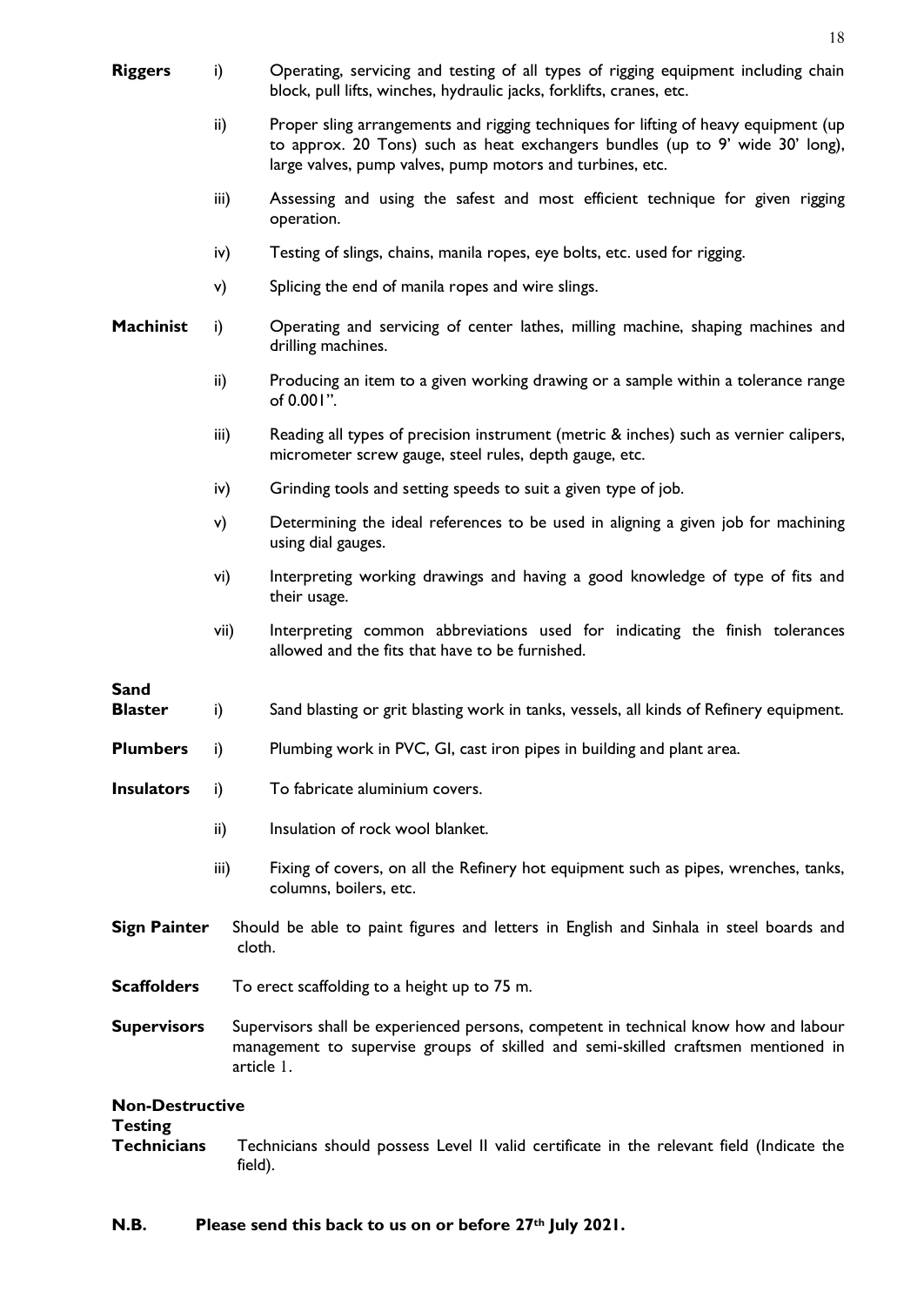**Riggers**

i) Operating, servicing and testing of all types of rigging equipment including chain block, pull lifts, winches, hydraulic jacks, forklifts, cranes, etc.

ii) Proper sling arrangements and rigging techniques for lifting of heavy equipment (up to approx. 20 Tons) such as heat exchangers bundles (up to 9' wide 30' long), large valves, pump valves, pump motors and turbines, etc.

iii) Assessing and using the safest and most efficient technique for given rigging operation.

iv) Testing of slings, chains, manila ropes, eye bolts, etc. used for rigging.

v) Splicing the end of manila ropes and wire slings.

**Machinist**

i) Operating and servicing of center lathes, milling machine, shaping machines and drilling machines.

ii) Producing an item to a given working drawing or a sample within a tolerance range of 0.001".

iii) Reading all types of precision instrument (metric & inches) such as vernier calipers, micrometer screw gauge, steel rules, depth gauge, etc.

iv) Grinding tools and setting speeds to suit a given type of job.

v) Determining the ideal references to be used in aligning a given job for machining using dial gauges.

vi) Interpreting working drawings and having a good knowledge of type of fits and their usage.

vii) Interpreting common abbreviations used for indicating the finish tolerances allowed and the fits that have to be furnished.

**Sand Blaster**

i) Sand blasting or grit blasting work in tanks, vessels, all kinds of Refinery equipment.

**Plumbers**

i) Plumbing work in PVC, GI, cast iron pipes in building and plant area.

**Insulators**

i) To fabricate aluminium covers.

ii) Insulation of rock wool blanket.

iii) Fixing of covers, on all the Refinery hot equipment such as pipes, wrenches, tanks, columns, boilers, etc.

**Sign Painter** Should be able to paint figures and letters in English and Sinhala in steel boards and cloth.

**Scaffolders** To erect scaffolding to a height up to 75 m.

**Supervisors** Supervisors shall be experienced persons, competent in technical know how and labour management to supervise groups of skilled and semi-skilled craftsmen mentioned in article 1.

**Non-Destructive Testing Technicians** Technicians should possess Level II valid certificate in the relevant field (Indicate the field).

**N.B. Please send this back to us on or before 27th July 2021.**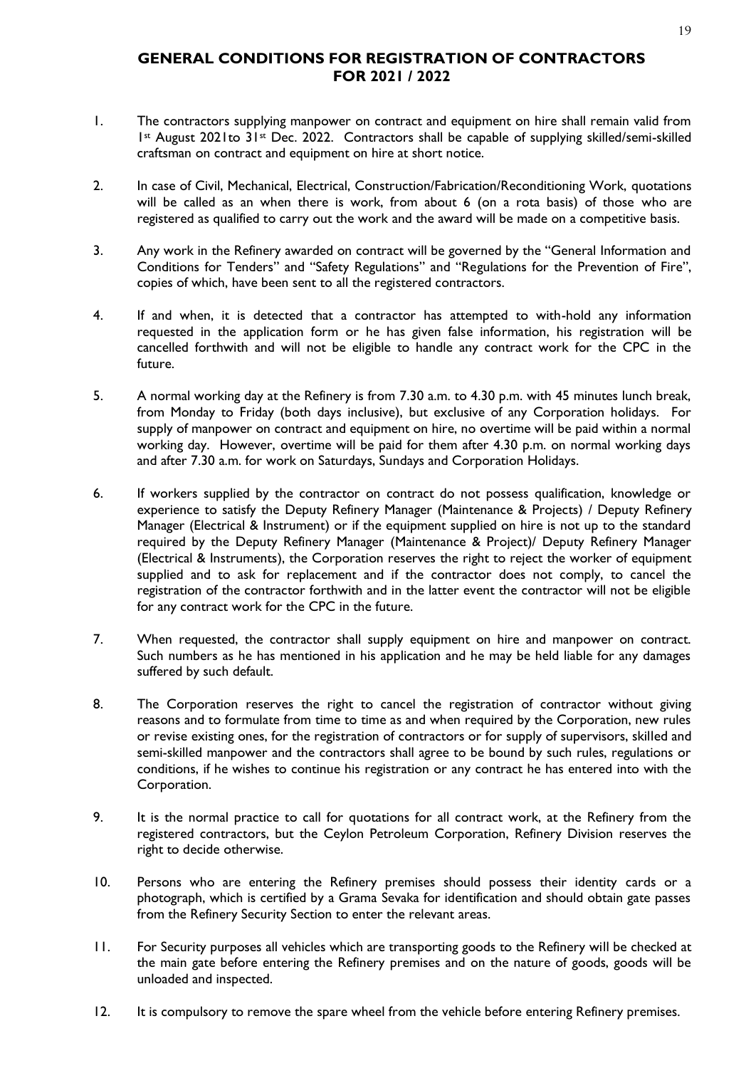## GENERAL CONDITIONS FOR REGISTRATION OF CONTRACTORS FOR 2021 / 2022

1. The contractors supplying manpower on contract and equipment on hire shall remain valid from 1st August 2021to 31st Dec. 2022. Contractors shall be capable of supplying skilled/semi-skilled craftsman on contract and equipment on hire at short notice.

2. In case of Civil, Mechanical, Electrical, Construction/Fabrication/Reconditioning Work, quotations will be called as an when there is work, from about 6 (on a rota basis) of those who are registered as qualified to carry out the work and the award will be made on a competitive basis.

3. Any work in the Refinery awarded on contract will be governed by the "General Information and Conditions for Tenders" and "Safety Regulations" and "Regulations for the Prevention of Fire", copies of which, have been sent to all the registered contractors.

4. If and when, it is detected that a contractor has attempted to with-hold any information requested in the application form or he has given false information, his registration will be cancelled forthwith and will not be eligible to handle any contract work for the CPC in the future.

5. A normal working day at the Refinery is from 7.30 a.m. to 4.30 p.m. with 45 minutes lunch break, from Monday to Friday (both days inclusive), but exclusive of any Corporation holidays. For supply of manpower on contract and equipment on hire, no overtime will be paid within a normal working day. However, overtime will be paid for them after 4.30 p.m. on normal working days and after 7.30 a.m. for work on Saturdays, Sundays and Corporation Holidays.

6. If workers supplied by the contractor on contract do not possess qualification, knowledge or experience to satisfy the Deputy Refinery Manager (Maintenance & Projects) / Deputy Refinery Manager (Electrical & Instrument) or if the equipment supplied on hire is not up to the standard required by the Deputy Refinery Manager (Maintenance & Project)/ Deputy Refinery Manager (Electrical & Instruments), the Corporation reserves the right to reject the worker of equipment supplied and to ask for replacement and if the contractor does not comply, to cancel the registration of the contractor forthwith and in the latter event the contractor will not be eligible for any contract work for the CPC in the future.

7. When requested, the contractor shall supply equipment on hire and manpower on contract. Such numbers as he has mentioned in his application and he may be held liable for any damages suffered by such default.

8. The Corporation reserves the right to cancel the registration of contractor without giving reasons and to formulate from time to time as and when required by the Corporation, new rules or revise existing ones, for the registration of contractors or for supply of supervisors, skilled and semi-skilled manpower and the contractors shall agree to be bound by such rules, regulations or conditions, if he wishes to continue his registration or any contract he has entered into with the Corporation.

9. It is the normal practice to call for quotations for all contract work, at the Refinery from the registered contractors, but the Ceylon Petroleum Corporation, Refinery Division reserves the right to decide otherwise.

10. Persons who are entering the Refinery premises should possess their identity cards or a photograph, which is certified by a Grama Sevaka for identification and should obtain gate passes from the Refinery Security Section to enter the relevant areas.

11. For Security purposes all vehicles which are transporting goods to the Refinery will be checked at the main gate before entering the Refinery premises and on the nature of goods, goods will be unloaded and inspected.

12. It is compulsory to remove the spare wheel from the vehicle before entering Refinery premises.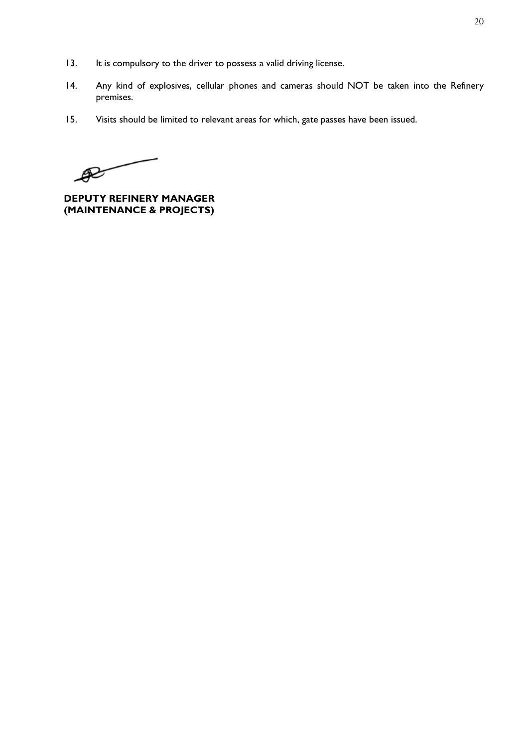13. It is compulsory to the driver to possess a valid driving license.

14. Any kind of explosives, cellular phones and cameras should NOT be taken into the Refinery premises.

15. Visits should be limited to relevant areas for which, gate passes have been issued.

**DEPUTY REFINERY MANAGER**
**(MAINTENANCE & PROJECTS)**